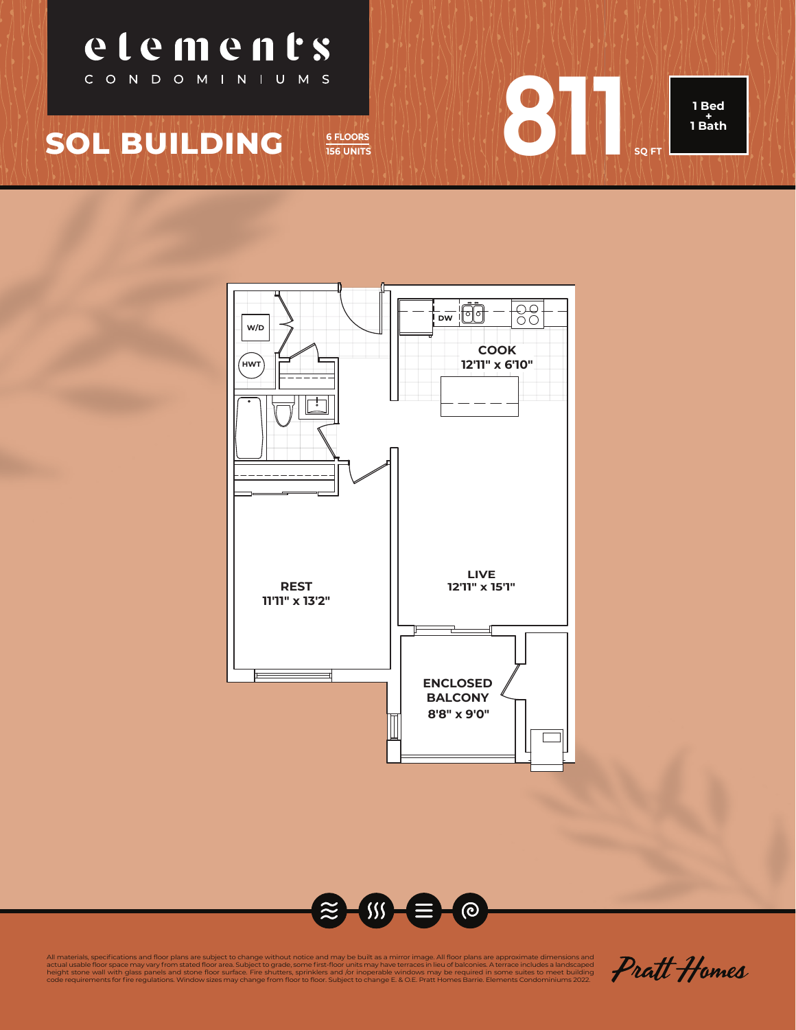# elements

CONDOMINIUMS

## SOL BUILDING

6 FLOORS
156 UNITS

# 811 SQ FT

**1 Bed + 1 Bath**

W/D

HWT

DW

**COOK**
**12'11" x 6'10"**

**REST**
**11'11" x 13'2"**

**LIVE**
**12'11" x 15'1"**

**ENCLOSED BALCONY**
**8'8" x 9'0"**

All materials, specifications and floor plans are subject to change without notice and may be built as a mirror image. All floor plans are approximate dimensions and actual usable floor space may vary from stated floor area. Subject to grade, some first-floor units may have terraces in lieu of balconies. A terrace includes a landscaped height stone wall with glass panels and stone floor surface. Fire shutters, sprinklers and /or inoperable windows may be required in some suites to meet building code requirements for fire regulations. Window sizes may change from floor to floor. Subject to change E. & O.E. Pratt Homes Barrie. Elements Condominiums 2022.

Pratt Homes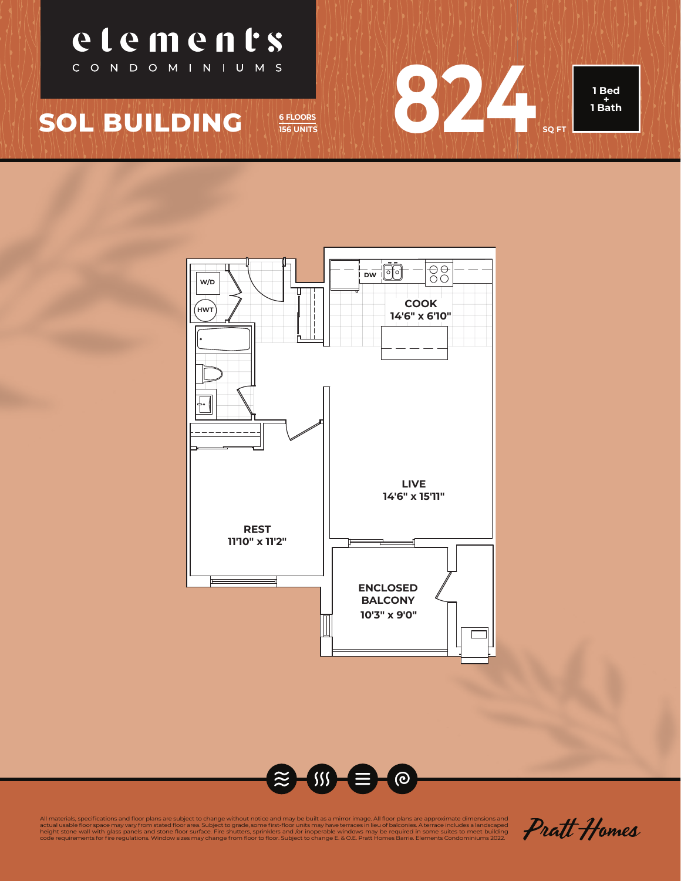# elements CONDOMINIUMS

## SOL BUILDING

6 FLOORS
156 UNITS

**824** SQ FT

**1 Bed + 1 Bath**

W/D

HWT

DW

**COOK**
**14'6" x 6'10"**

**LIVE**
**14'6" x 15'11"**

**REST**
**11'10" x 11'2"**

**ENCLOSED BALCONY**
**10'3" x 9'0"**

All materials, specifications and floor plans are subject to change without notice and may be built as a mirror image. All floor plans are approximate dimensions and actual usable floor space may vary from stated floor area. Subject to grade, some first-floor units may have terraces in lieu of balconies. A terrace includes a landscaped height stone wall with glass panels and stone floor surface. Fire shutters, sprinklers and /or inoperable windows may be required in some suites to meet building code requirements for fire regulations. Window sizes may change from floor to floor. Subject to change E. & O.E. Pratt Homes Barrie. Elements Condominiums 2022.

*Pratt Homes*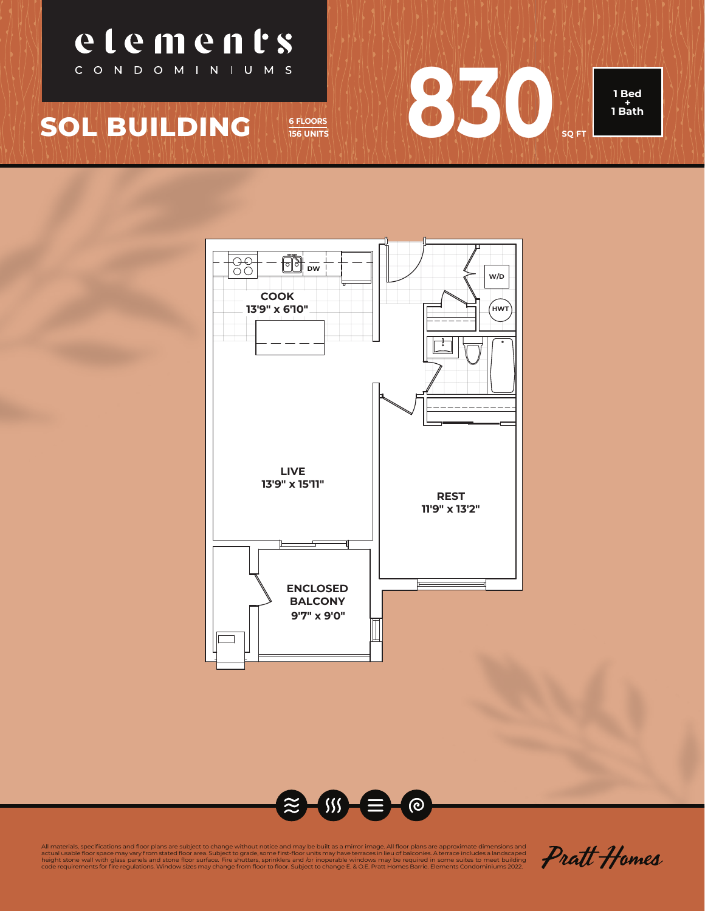# elements

CONDOMINIUMS

## SOL BUILDING

6 FLOORS
156 UNITS

**830** SQ FT

1 Bed + 1 Bath

W/D

HWT

DW

**COOK**
**13'9" x 6'10"**

**LIVE**
**13'9" x 15'11"**

**REST**
**11'9" x 13'2"**

**ENCLOSED BALCONY**
**9'7" x 9'0"**

All materials, specifications and floor plans are subject to change without notice and may be built as a mirror image. All floor plans are approximate dimensions and actual usable floor space may vary from stated floor area. Subject to grade, some first-floor units may have terraces in lieu of balconies. A terrace includes a landscaped height stone wall with glass panels and stone floor surface. Fire shutters, sprinklers and /or inoperable windows may be required in some suites to meet building code requirements for fire regulations. Window sizes may change from floor to floor. Subject to change E. & O.E. Pratt Homes Barrie. Elements Condominiums 2022.

Pratt Homes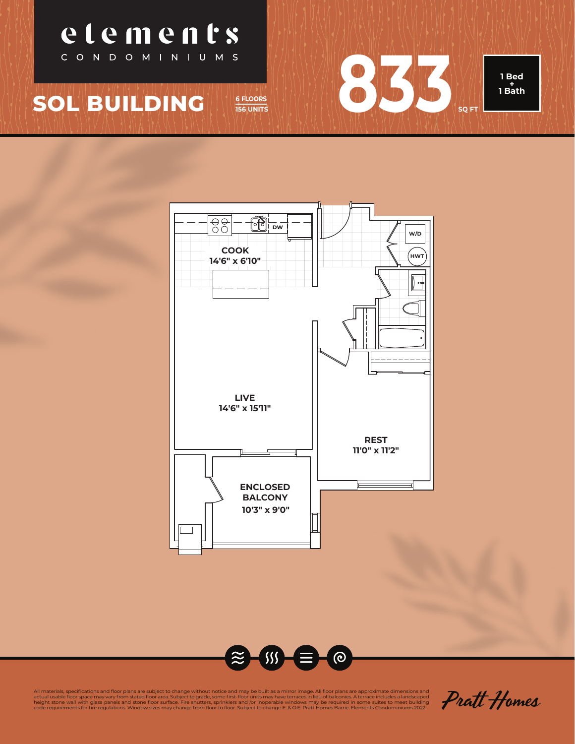# elements
CONDOMINIUMS

## SOL BUILDING

6 FLOORS
156 UNITS

**833** SQ FT

**1 Bed + 1 Bath**

COOK
14'6" x 6'10"

DW

W/D

HWT

LIVE
14'6" x 15'11"

REST
11'0" x 11'2"

ENCLOSED BALCONY
10'3" x 9'0"

All materials, specifications and floor plans are subject to change without notice and may be built as a mirror image. All floor plans are approximate dimensions and actual usable floor space may vary from stated floor area. Subject to grade, some first-floor units may have terraces in lieu of balconies. A terrace includes a landscaped height stone wall with glass panels and stone floor surface. Fire shutters, sprinklers and /or inoperable windows may be required in some suites to meet building code requirements for fire regulations. Window sizes may change from floor to floor. Subject to change E. & O.E. Pratt Homes Barrie. Elements Condominiums 2022.

Pratt Homes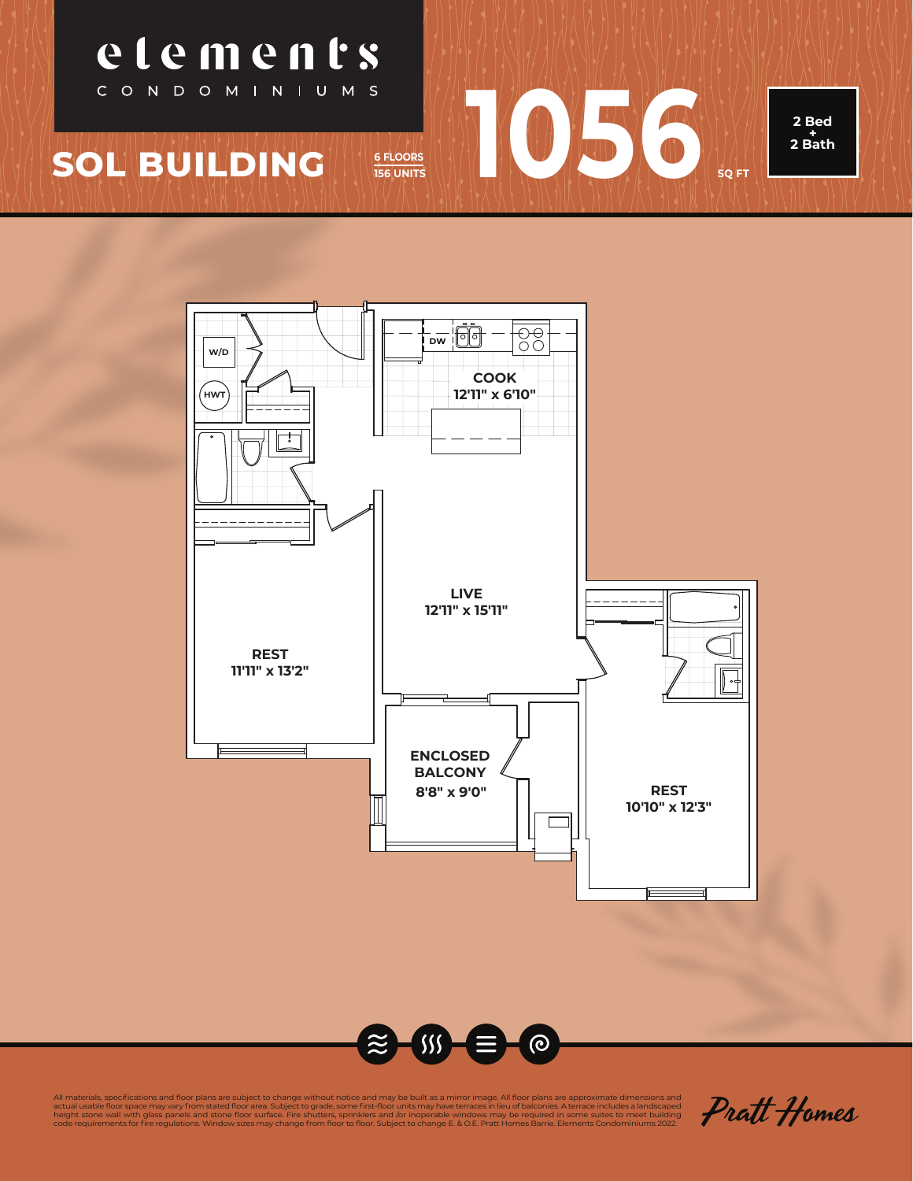# elements

CONDOMINIUMS

## SOL BUILDING

6 FLOORS
156 UNITS

**1056** SQ FT

**2 Bed + 2 Bath**

W/D

HWT

DW

**COOK**
**12'11" x 6'10"**

**LIVE**
**12'11" x 15'11"**

**REST**
**11'11" x 13'2"**

**ENCLOSED BALCONY**
**8'8" x 9'0"**

**REST**
**10'10" x 12'3"**

All materials, specifications and floor plans are subject to change without notice and may be built as a mirror image. All floor plans are approximate dimensions and actual usable floor space may vary from stated floor area. Subject to grade, some first-floor units may have terraces in lieu of balconies. A terrace includes a landscaped height stone wall with glass panels and stone floor surface. Fire shutters, sprinklers and /or inoperable windows may be required in some suites to meet building code requirements for fire regulations. Window sizes may change from floor to floor. Subject to change E. & O.E. Pratt Homes Barrie. Elements Condominiums 2022.

*Pratt Homes*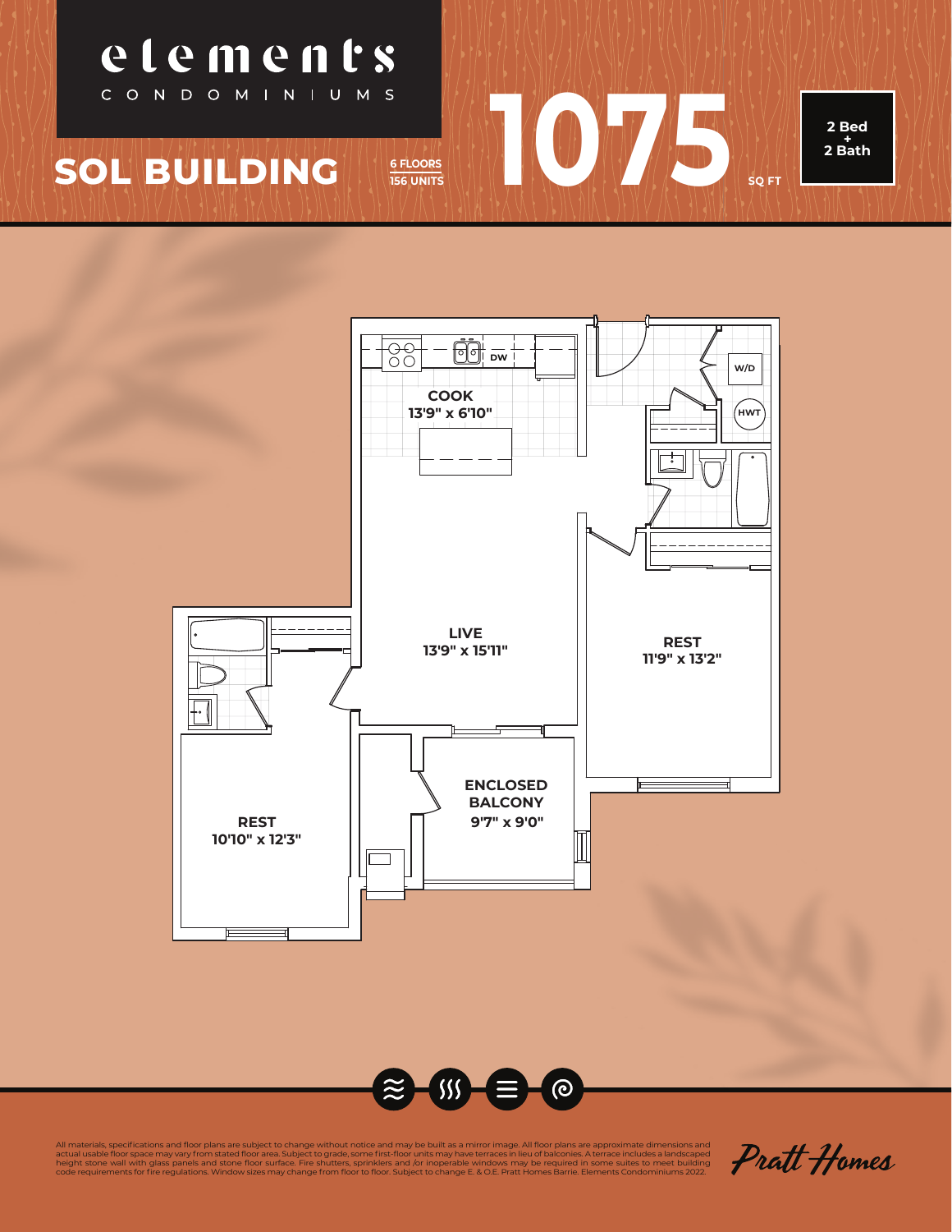# elements CONDOMINIUMS

## SOL BUILDING

6 FLOORS
156 UNITS

**1075** SQ FT

**2 Bed + 2 Bath**

COOK
13'9" x 6'10"

DW

W/D

HWT

LIVE
13'9" x 15'11"

REST
11'9" x 13'2"

REST
10'10" x 12'3"

ENCLOSED BALCONY
9'7" x 9'0"

All materials, specifications and floor plans are subject to change without notice and may be built as a mirror image. All floor plans are approximate dimensions and actual usable floor space may vary from stated floor area. Subject to grade, some first-floor units may have terraces in lieu of balconies. A terrace includes a landscaped height stone wall with glass panels and stone floor surface. Fire shutters, sprinklers and /or inoperable windows may be required in some suites to meet building code requirements for fire regulations. Window sizes may change from floor to floor. Subject to change E. & O.E. Pratt Homes Barrie. Elements Condominiums 2022.

Pratt Homes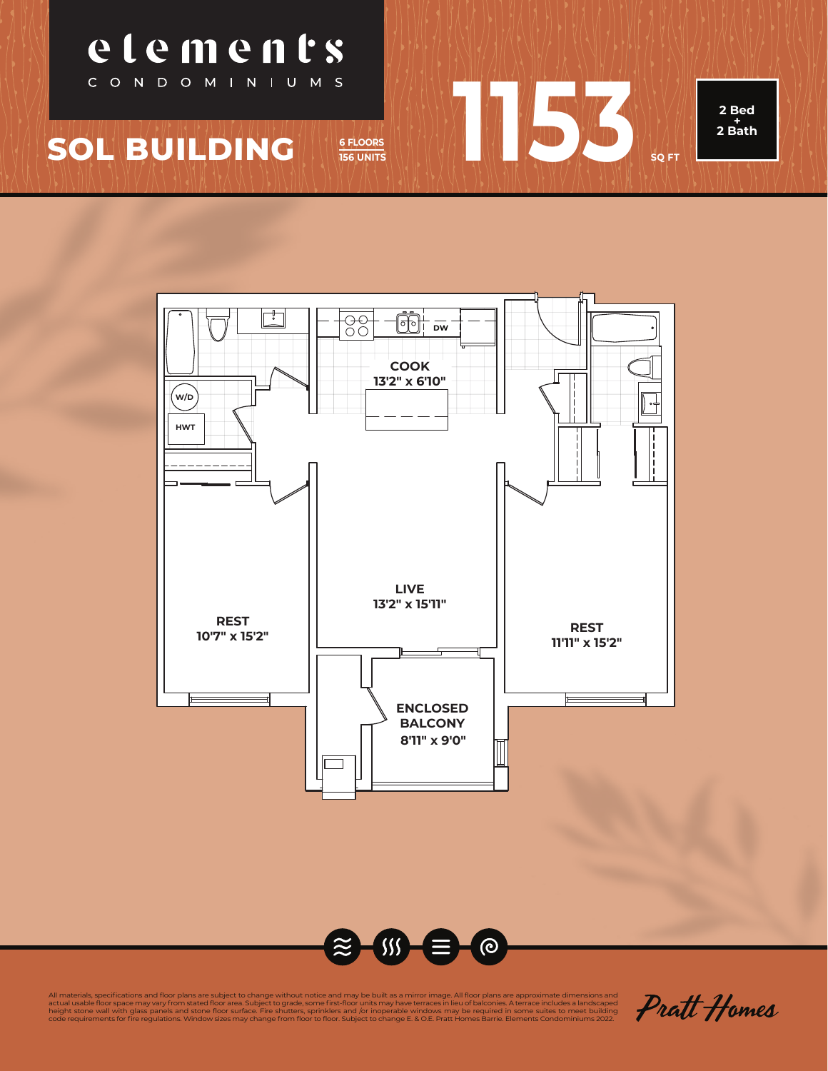# elements

CONDOMINIUMS

## SOL BUILDING

6 FLOORS
156 UNITS

**1153** SQ FT

**2 Bed + 2 Bath**

W/D

HWT

DW

**COOK**
**13'2" x 6'10"**

**LIVE**
**13'2" x 15'11"**

**REST**
**10'7" x 15'2"**

**REST**
**11'11" x 15'2"**

**ENCLOSED BALCONY**
**8'11" x 9'0"**

All materials, specifications and floor plans are subject to change without notice and may be built as a mirror image. All floor plans are approximate dimensions and actual usable floor space may vary from stated floor area. Subject to grade, some first-floor units may have terraces in lieu of balconies. A terrace includes a landscaped height stone wall with glass panels and stone floor surface. Fire shutters, sprinklers and /or inoperable windows may be required in some suites to meet building code requirements for fire regulations. Window sizes may change from floor to floor. Subject to change E. & O.E. Pratt Homes Barrie. Elements Condominiums 2022.

*Pratt Homes*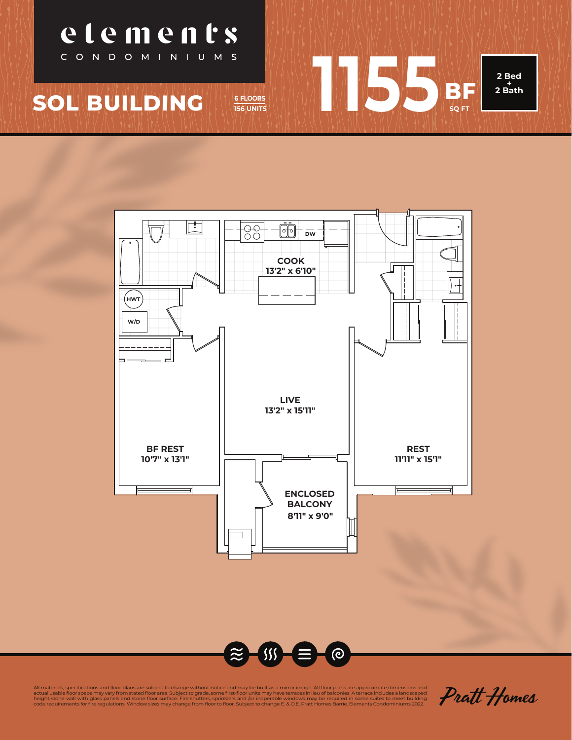# elements

CONDOMINIUMS

## SOL BUILDING

6 FLOORS
156 UNITS

# 1155 BF

SQ FT

2 Bed + 2 Bath

COOK
13'2" x 6'10"

DW

HWT

W/D

LIVE
13'2" x 15'11"

BF REST
10'7" x 13'1"

REST
11'11" x 15'1"

ENCLOSED BALCONY
8'11" x 9'0"

All materials, specifications and floor plans are subject to change without notice and may be built as a mirror image. All floor plans are approximate dimensions and actual usable floor space may vary from stated floor area. Subject to grade, some first-floor units may have terraces in lieu of balconies. A terrace includes a landscaped height stone wall with glass panels and stone floor surface. Fire shutters, sprinklers and /or inoperable windows may be required in some suites to meet building code requirements for fire regulations. Window sizes may change from floor to floor. Subject to change E. & O.E. Pratt Homes Barrie. Elements Condominiums 2022.

Pratt Homes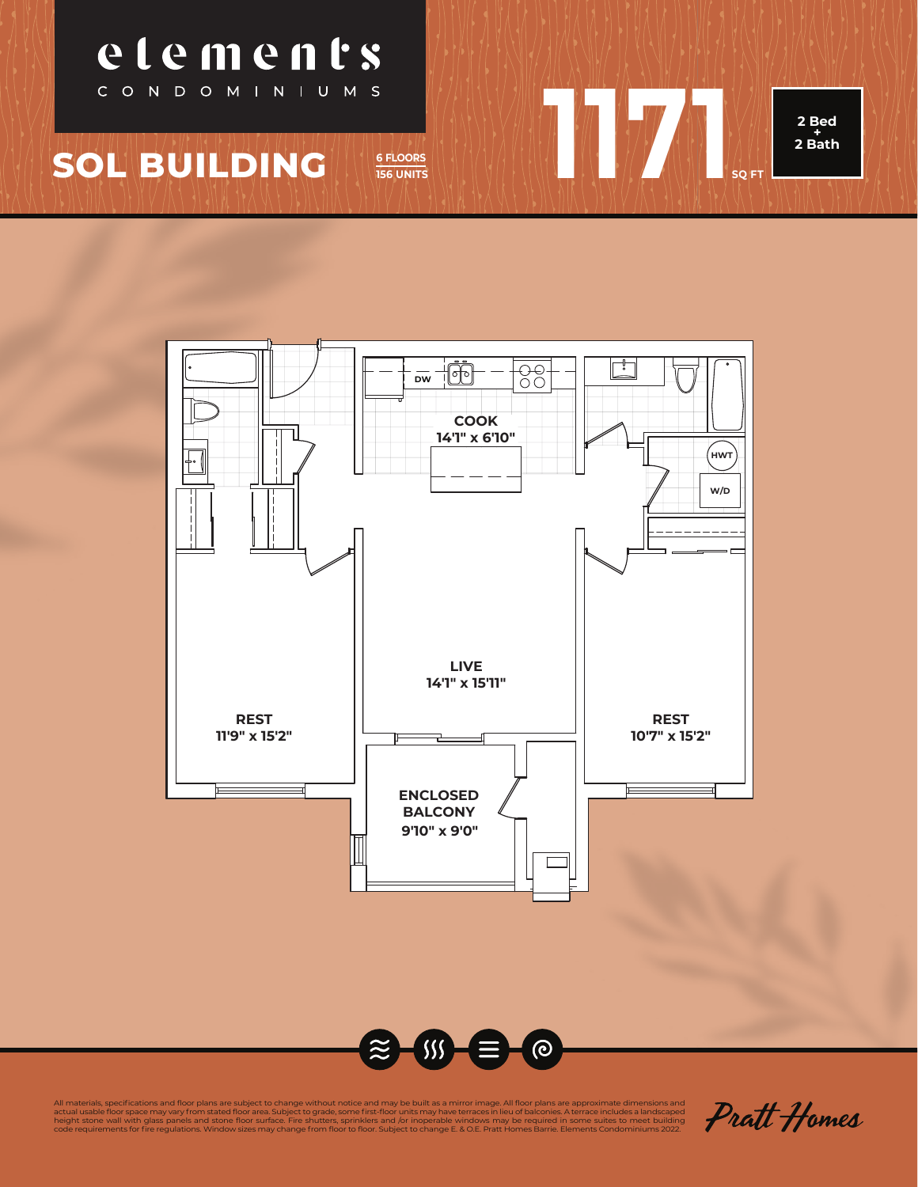# elements
CONDOMINIUMS

## SOL BUILDING

6 FLOORS
156 UNITS

**1171** SQ FT

**2 Bed + 2 Bath**

COOK
14'1" x 6'10"

DW

HWT

W/D

LIVE
14'1" x 15'11"

REST
11'9" x 15'2"

REST
10'7" x 15'2"

ENCLOSED BALCONY
9'10" x 9'0"

All materials, specifications and floor plans are subject to change without notice and may be built as a mirror image. All floor plans are approximate dimensions and actual usable floor space may vary from stated floor area. Subject to grade, some first-floor units may have terraces in lieu of balconies. A terrace includes a landscaped height stone wall with glass panels and stone floor surface. Fire shutters, sprinklers and /or inoperable windows may be required in some suites to meet building code requirements for fire regulations. Window sizes may change from floor to floor. Subject to change E. & O.E. Pratt Homes Barrie. Elements Condominiums 2022.

Pratt Homes